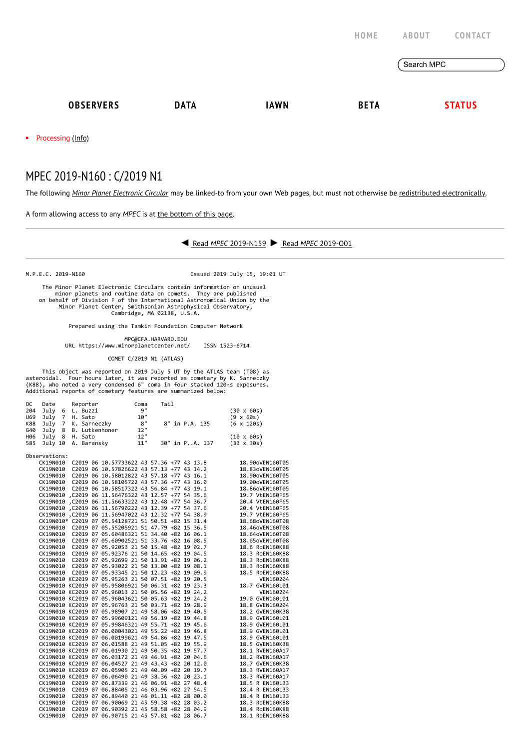HOME ABOUT CONTACT

Search MPC

**OBSERVERS** **DATA** **IAWN** **BETA** **STATUS**

- Processing (Info)

# MPEC 2019-N160 : C/2019 N1

The following *Minor Planet Electronic Circular* may be linked-to from your own Web pages, but must not otherwise be redistributed electronically.

A form allowing access to any *MPEC* is at the bottom of this page.

---

◀ Read *MPEC* 2019-N159 ▶ Read *MPEC* 2019-O01

---

```
M.P.E.C. 2019-N160                               Issued 2019 July 15, 19:01 UT

     The Minor Planet Electronic Circulars contain information on unusual
         minor planets and routine data on comets.  They are published
    on behalf of Division F of the International Astronomical Union by the
          Minor Planet Center, Smithsonian Astrophysical Observatory,
                          Cambridge, MA 02138, U.S.A.

                  Prepared using the Tamkin Foundation Computer Network

                                 MPC@CFA.HARVARD.EDU
           URL https://www.minorplanetcenter.net/     ISSN 1523-6714

                            COMET C/2019 N1 (ATLAS)

     This object was reported on 2019 July 5 UT by the ATLAS team (T08) as
asteroidal.  Four hours later, it was reported as cometary by K. Sarneczky
(K88), who noted a very condensed 6" coma in four stacked 120-s exposures.
Additional reports of cometary features are summarized below:

OC   Date     Reporter          Coma    Tail
204  July  6  L. Buzzi            9"                       (30 x 60s)
U69  July  7  H. Sato            10"                       (9 x 60s)
K88  July  7  K. Sarneczky        8"    8" in P.A. 135     (6 x 120s)
G40  July  8  B. Lutkenhoner     12"
H06  July  8  H. Sato            12"                       (10 x 60s)
585  July 10  A. Baransky        11"   30" in P..A. 137    (33 x 30s)

Observations:
    CK19N010  C2019 06 10.57733622 43 57.36 +77 43 13.8          18.90oVEN160T05
    CK19N010  C2019 06 10.57826622 43 57.13 +77 43 14.2          18.83oVEN160T05
    CK19N010  C2019 06 10.58012822 43 57.18 +77 43 16.1          18.90oVEN160T05
    CK19N010  C2019 06 10.58105722 43 57.36 +77 43 16.0          19.00oVEN160T05
    CK19N010  C2019 06 10.58517322 43 56.84 +77 43 19.1          18.86oVEN160T05
    CK19N010 ,C2019 06 11.56476322 43 12.57 +77 54 35.6          19.7 VtEN160F65
    CK19N010 ,C2019 06 11.56633222 43 12.48 +77 54 36.7          20.4 VtEN160F65
    CK19N010 ,C2019 06 11.56790222 43 12.39 +77 54 37.6          20.4 VtEN160F65
    CK19N010 ,C2019 06 11.56947022 43 12.32 +77 54 38.9          19.7 VtEN160F65
    CK19N010* C2019 07 05.54128721 51 50.51 +82 15 31.4          18.68oVEN160T08
    CK19N010  C2019 07 05.55205921 51 47.79 +82 15 36.5          18.46oVEN160T08
    CK19N010  C2019 07 05.60486321 51 34.40 +82 16 06.1          18.64oVEN160T08
    CK19N010  C2019 07 05.60902521 51 33.76 +82 16 08.5          18.65oVEN160T08
    CK19N010  C2019 07 05.92053 21 50 15.48 +82 19 02.7          18.6 RoEN160K88
    CK19N010  C2019 07 05.92376 21 50 14.65 +82 19 04.5          18.3 RoEN160K88
    CK19N010  C2019 07 05.92699 21 50 13.91 +82 19 06.2          18.3 RoEN160K88
    CK19N010  C2019 07 05.93022 21 50 13.00 +82 19 08.1          18.3 RoEN160K88
    CK19N010  C2019 07 05.93345 21 50 12.23 +82 19 09.9          18.5 RoEN160K88
    CK19N010 KC2019 07 05.95263 21 50 07.51 +82 19 20.5               VEN160204
    CK19N010 KC2019 07 05.95806921 50 06.31 +82 19 23.3          18.7 GVEN160L01
    CK19N010 KC2019 07 05.96013 21 50 05.56 +82 19 24.2               VEN160204
    CK19N010 KC2019 07 05.96043621 50 05.63 +82 19 24.2          19.0 GVEN160L01
    CK19N010 KC2019 07 05.96763 21 50 03.71 +82 19 28.9          18.8 GVEN160204
    CK19N010 KC2019 07 05.98907 21 49 58.06 +82 19 40.5          18.2 GVEN160K38
    CK19N010 KC2019 07 05.99609121 49 56.19 +82 19 44.8          18.9 GVEN160L01
    CK19N010 KC2019 07 05.99846321 49 55.71 +82 19 45.6          18.9 GVEN160L01
    CK19N010 KC2019 07 06.00043021 49 55.22 +82 19 46.8          18.9 GVEN160L01
    CK19N010 KC2019 07 06.00199621 49 54.86 +82 19 47.5          18.9 GVEN160L01
    CK19N010 KC2019 07 06.01588 21 49 51.05 +82 19 55.9          18.5 GVEN160K38
    CK19N010 KC2019 07 06.01930 21 49 50.35 +82 19 57.7          18.1 RVEN160A17
    CK19N010 KC2019 07 06.03172 21 49 46.91 +82 20 04.6          18.2 RVEN160A17
    CK19N010 KC2019 07 06.04527 21 49 43.43 +82 20 12.0          18.7 GVEN160K38
    CK19N010 KC2019 07 06.05905 21 49 40.09 +82 20 19.7          18.3 RVEN160A17
    CK19N010 KC2019 07 06.06490 21 49 38.36 +82 20 23.1          18.3 RVEN160A17
    CK19N010  C2019 07 06.87339 21 46 06.91 +82 27 48.4          18.5 R EN160L33
    CK19N010  C2019 07 06.88405 21 46 03.96 +82 27 54.5          18.4 R EN160L33
    CK19N010  C2019 07 06.89440 21 46 01.11 +82 28 00.0          18.4 R EN160L33
    CK19N010  C2019 07 06.90069 21 45 59.38 +82 28 03.2          18.3 RoEN160K88
    CK19N010  C2019 07 06.90392 21 45 58.58 +82 28 04.9          18.4 RoEN160K88
    CK19N010  C2019 07 06.90715 21 45 57.81 +82 28 06.7          18.1 RoEN160K88
```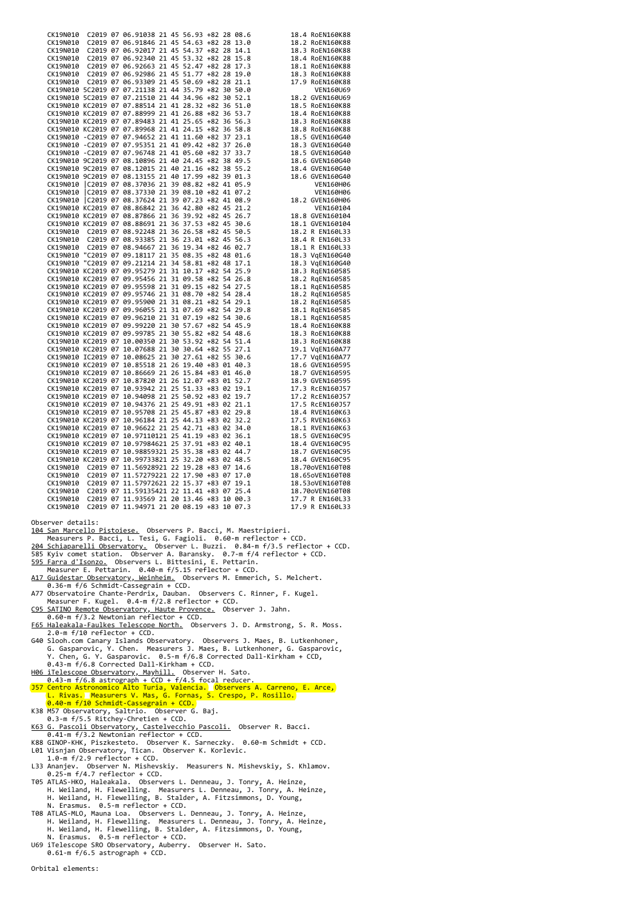```
     CK19N010  C2019 07 06.91038 21 45 56.93 +82 28 08.6          18.4 RoEN160K88
     CK19N010  C2019 07 06.91846 21 45 54.63 +82 28 13.0          18.2 RoEN160K88
     CK19N010  C2019 07 06.92017 21 45 54.37 +82 28 14.1          18.3 RoEN160K88
     CK19N010  C2019 07 06.92340 21 45 53.32 +82 28 15.8          18.4 RoEN160K88
     CK19N010  C2019 07 06.92663 21 45 52.47 +82 28 17.3          18.1 RoEN160K88
     CK19N010  C2019 07 06.92986 21 45 51.77 +82 28 19.0          18.3 RoEN160K88
     CK19N010  C2019 07 06.93309 21 45 50.69 +82 28 21.1          17.9 RoEN160K88
     CK19N010 5C2019 07 07.21138 21 44 35.79 +82 30 50.0               VEN160U69
     CK19N010 5C2019 07 07.21510 21 44 34.96 +82 30 52.1          18.2 GVEN160U69
     CK19N010 KC2019 07 07.88514 21 41 28.32 +82 36 51.0          18.5 RoEN160K88
     CK19N010 KC2019 07 07.88999 21 41 26.88 +82 36 53.7          18.4 RoEN160K88
     CK19N010 KC2019 07 07.89483 21 41 25.65 +82 36 56.3          18.3 RoEN160K88
     CK19N010 KC2019 07 07.89968 21 41 24.15 +82 36 58.8          18.8 RoEN160K88
     CK19N010 -C2019 07 07.94652 21 41 11.60 +82 37 23.1          18.5 GVEN160G40
     CK19N010 -C2019 07 07.95351 21 41 09.42 +82 37 26.0          18.3 GVEN160G40
     CK19N010 -C2019 07 07.96748 21 41 05.60 +82 37 33.7          18.5 GVEN160G40
     CK19N010 9C2019 07 08.10896 21 40 24.45 +82 38 49.5          18.6 GVEN160G40
     CK19N010 9C2019 07 08.12015 21 40 21.16 +82 38 55.2          18.4 GVEN160G40
     CK19N010 9C2019 07 08.13155 21 40 17.99 +82 39 01.3          18.6 GVEN160G40
     CK19N010 |C2019 07 08.37036 21 39 08.82 +82 41 05.9               VEN160H06
     CK19N010 |C2019 07 08.37330 21 39 08.10 +82 41 07.2               VEN160H06
     CK19N010 |C2019 07 08.37624 21 39 07.23 +82 41 08.9          18.2 GVEN160H06
     CK19N010 KC2019 07 08.86842 21 36 42.80 +82 45 21.2               VEN160104
     CK19N010 KC2019 07 08.87866 21 36 39.92 +82 45 26.7          18.8 GVEN160104
     CK19N010 KC2019 07 08.88691 21 36 37.53 +82 45 30.6          18.1 GVEN160104
     CK19N010  C2019 07 08.92248 21 36 26.58 +82 45 50.5          18.2 R EN160L33
     CK19N010  C2019 07 08.93385 21 36 23.01 +82 45 56.3          18.4 R EN160L33
     CK19N010  C2019 07 08.94667 21 36 19.34 +82 46 02.7          18.1 R EN160L33
     CK19N010 "C2019 07 09.18117 21 35 08.35 +82 48 01.6          18.3 VqEN160G40
     CK19N010 "C2019 07 09.21214 21 34 58.81 +82 48 17.1          18.3 VqEN160G40
     CK19N010 KC2019 07 09.95279 21 31 10.17 +82 54 25.9          18.3 RqEN160585
     CK19N010 KC2019 07 09.95456 21 31 09.58 +82 54 26.8          18.2 RqEN160585
     CK19N010 KC2019 07 09.95598 21 31 09.15 +82 54 27.5          18.1 RqEN160585
     CK19N010 KC2019 07 09.95746 21 31 08.70 +82 54 28.4          18.2 RqEN160585
     CK19N010 KC2019 07 09.95900 21 31 08.21 +82 54 29.1          18.2 RqEN160585
     CK19N010 KC2019 07 09.96055 21 31 07.69 +82 54 29.8          18.1 RqEN160585
     CK19N010 KC2019 07 09.96210 21 31 07.19 +82 54 30.6          18.1 RqEN160585
     CK19N010 KC2019 07 09.99220 21 30 57.67 +82 54 45.9          18.4 RoEN160K88
     CK19N010 KC2019 07 09.99785 21 30 55.82 +82 54 48.6          18.3 RoEN160K88
     CK19N010 KC2019 07 10.00350 21 30 53.92 +82 54 51.4          18.3 RoEN160K88
     CK19N010 KC2019 07 10.07688 21 30 30.64 +82 55 27.1          19.1 VqEN160A77
     CK19N010 IC2019 07 10.08625 21 30 27.61 +82 55 30.6          17.7 VqEN160A77
     CK19N010 KC2019 07 10.85518 21 26 19.40 +83 01 40.3          18.6 GVEN160595
     CK19N010 KC2019 07 10.86669 21 26 15.84 +83 01 46.0          18.7 GVEN160595
     CK19N010 KC2019 07 10.87820 21 26 12.07 +83 01 52.7          18.9 GVEN160595
     CK19N010 KC2019 07 10.93942 21 25 51.33 +83 02 19.1          17.3 RcEN160J57
     CK19N010 KC2019 07 10.94098 21 25 50.92 +83 02 19.7          17.2 RcEN160J57
     CK19N010 KC2019 07 10.94376 21 25 49.91 +83 02 21.1          17.5 RcEN160J57
     CK19N010 KC2019 07 10.95708 21 25 45.87 +83 02 29.8          18.4 RVEN160K63
     CK19N010 KC2019 07 10.96184 21 25 44.13 +83 02 32.2          17.5 RVEN160K63
     CK19N010 KC2019 07 10.96622 21 25 42.71 +83 02 34.0          18.1 RVEN160K63
     CK19N010 KC2019 07 10.97110121 25 41.19 +83 02 36.1          18.5 GVEN160C95
     CK19N010 KC2019 07 10.97984621 25 37.91 +83 02 40.1          18.4 GVEN160C95
     CK19N010 KC2019 07 10.98859321 25 35.38 +83 02 44.7          18.7 GVEN160C95
     CK19N010 KC2019 07 10.99733821 25 32.20 +83 02 48.5          18.4 GVEN160C95
     CK19N010  C2019 07 11.56928921 22 19.28 +83 07 14.6          18.70oVEN160T08
     CK19N010  C2019 07 11.57279221 22 17.90 +83 07 17.0          18.65oVEN160T08
     CK19N010  C2019 07 11.57972621 22 15.37 +83 07 19.1          18.53oVEN160T08
     CK19N010  C2019 07 11.59135421 22 11.41 +83 07 25.4          18.70oVEN160T08
     CK19N010  C2019 07 11.93569 21 20 13.46 +83 10 00.3          17.7 R EN160L33
     CK19N010  C2019 07 11.94971 21 20 08.19 +83 10 07.3          17.9 R EN160L33
```

Observer details:

```
104 San Marcello Pistoiese.  Observers P. Bacci, M. Maestripieri.
    Measurers P. Bacci, L. Tesi, G. Fagioli.  0.60-m reflector + CCD.
204 Schiaparelli Observatory.  Observer L. Buzzi.  0.84-m f/3.5 reflector + CCD.
585 Kyiv comet station.  Observer A. Baransky.  0.7-m f/4 reflector + CCD.
595 Farra d'Isonzo.  Observers L. Bittesini, E. Pettarin.
    Measurer E. Pettarin.  0.40-m f/5.15 reflector + CCD.
A17 Guidestar Observatory, Weinheim.  Observers M. Emmerich, S. Melchert.
    0.36-m f/6 Schmidt-Cassegrain + CCD.
A77 Observatoire Chante-Perdrix, Dauban.  Observers C. Rinner, F. Kugel.
    Measurer F. Kugel.  0.4-m f/2.8 reflector + CCD.
C95 SATINO Remote Observatory, Haute Provence.  Observer J. Jahn.
    0.60-m f/3.2 Newtonian reflector + CCD.
F65 Haleakala-Faulkes Telescope North.  Observers J. D. Armstrong, S. R. Moss.
    2.0-m f/10 reflector + CCD.
G40 Slooh.com Canary Islands Observatory.  Observers J. Maes, B. Lutkenhoner,
    G. Gasparovic, Y. Chen.  Measurers J. Maes, B. Lutkenhoner, G. Gasparovic,
    Y. Chen, G. Y. Gasparovic.  0.5-m f/6.8 Corrected Dall-Kirkham + CCD,
    0.43-m f/6.8 Corrected Dall-Kirkham + CCD.
H06 iTelescope Observatory, Mayhill.  Observer H. Sato.
    0.43-m f/6.8 astrograph + CCD + f/4.5 focal reducer.
J57 Centro Astronomico Alto Turia, Valencia.  Observers A. Carreno, E. Arce,
    L. Rivas.  Measurers V. Mas, G. Fornas, S. Crespo, P. Rosillo.
    0.40-m f/10 Schmidt-Cassegrain + CCD.
K38 M57 Observatory, Saltrio.  Observer G. Baj.
    0.3-m f/5.5 Ritchey-Chretien + CCD.
K63 G. Pascoli Observatory, Castelvecchio Pascoli.  Observer R. Bacci.
    0.41-m f/3.2 Newtonian reflector + CCD.
K88 GINOP-KHK, Piszkesteto.  Observer K. Sarneczky.  0.60-m Schmidt + CCD.
L01 Visnjan Observatory, Tican.  Observer K. Korlevic.
    1.0-m f/2.9 reflector + CCD.
L33 Ananjev.  Observer N. Mishevskiy.  Measurers N. Mishevskiy, S. Khlamov.
    0.25-m f/4.7 reflector + CCD.
T05 ATLAS-HKO, Haleakala.  Observers L. Denneau, J. Tonry, A. Heinze,
    H. Weiland, H. Flewelling.  Measurers L. Denneau, J. Tonry, A. Heinze,
    H. Weiland, H. Flewelling, B. Stalder, A. Fitzsimmons, D. Young,
    N. Erasmus.  0.5-m reflector + CCD.
T08 ATLAS-MLO, Mauna Loa.  Observers L. Denneau, J. Tonry, A. Heinze,
    H. Weiland, H. Flewelling.  Measurers L. Denneau, J. Tonry, A. Heinze,
    H. Weiland, H. Flewelling, B. Stalder, A. Fitzsimmons, D. Young,
    N. Erasmus.  0.5-m reflector + CCD.
U69 iTelescope SRO Observatory, Auberry.  Observer H. Sato.
    0.61-m f/6.5 astrograph + CCD.
```

Orbital elements: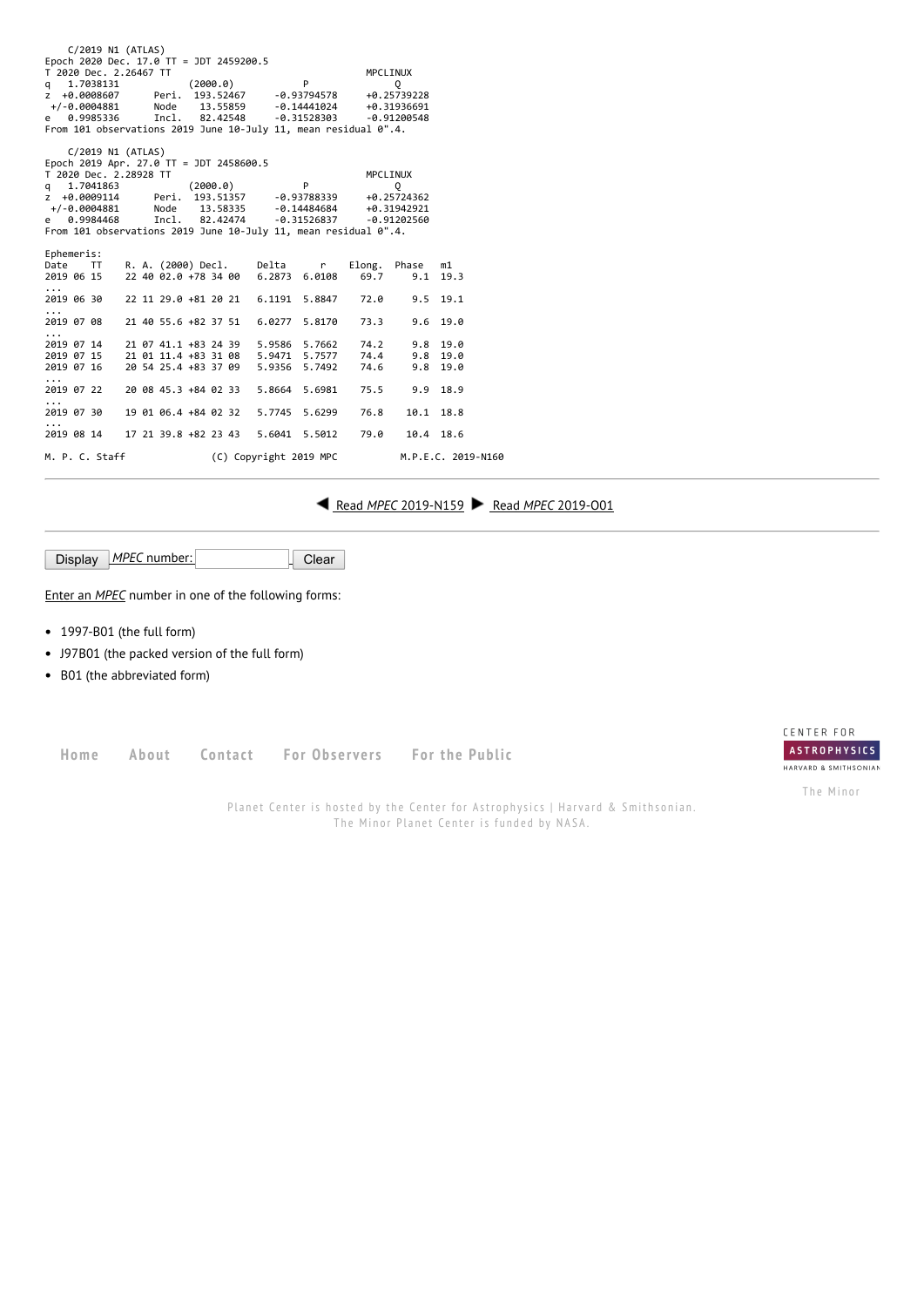```
    C/2019 N1 (ATLAS)
Epoch 2020 Dec. 17.0 TT = JDT 2459200.5
T 2020 Dec. 2.26467 TT                                  MPCLINUX
q  1.7038131            (2000.0)            P               Q
z  +0.0008607      Peri.  193.52467     -0.93794578     +0.25739228
 +/-0.0004881      Node    13.55859     -0.14441024     +0.31936691
e  0.9985336       Incl.   82.42548     -0.31528303     -0.91200548
From 101 observations 2019 June 10-July 11, mean residual 0".4.

    C/2019 N1 (ATLAS)
Epoch 2019 Apr. 27.0 TT = JDT 2458600.5
T 2020 Dec. 2.28928 TT                                  MPCLINUX
q  1.7041863            (2000.0)            P               Q
z  +0.0009114      Peri.  193.51357     -0.93788339     +0.25724362
 +/-0.0004881      Node    13.58335     -0.14484684     +0.31942921
e  0.9984468       Incl.   82.42474     -0.31526837     -0.91202560
From 101 observations 2019 June 10-July 11, mean residual 0".4.

Ephemeris:
Date    TT    R. A. (2000) Decl.     Delta      r    Elong.  Phase   m1
2019 06 15    22 40 02.0 +78 34 00   6.2873  6.0108   69.7     9.1  19.3
...
2019 06 30    22 11 29.0 +81 20 21   6.1191  5.8847   72.0     9.5  19.1
...
2019 07 08    21 40 55.6 +82 37 51   6.0277  5.8170   73.3     9.6  19.0
...
2019 07 14    21 07 41.1 +83 24 39   5.9586  5.7662   74.2     9.8  19.0
2019 07 15    21 01 11.4 +83 31 08   5.9471  5.7577   74.4     9.8  19.0
2019 07 16    20 54 25.4 +83 37 09   5.9356  5.7492   74.6     9.8  19.0
...
2019 07 22    20 08 45.3 +84 02 33   5.8664  5.6981   75.5     9.9  18.9
...
2019 07 30    19 01 06.4 +84 02 32   5.7745  5.6299   76.8    10.1  18.8
...
2019 08 14    17 21 39.8 +82 23 43   5.6041  5.5012   79.0    10.4  18.6

M. P. C. Staff              (C) Copyright 2019 MPC           M.P.E.C. 2019-N160
```

---

◀ Read *MPEC* 2019-N159 ▶ Read *MPEC* 2019-O01

---

Display *MPEC* number: Clear

Enter an *MPEC* number in one of the following forms:

- 1997-B01 (the full form)
- J97B01 (the packed version of the full form)
- B01 (the abbreviated form)

Home About Contact For Observers For the Public

CENTER FOR ASTROPHYSICS HARVARD & SMITHSONIAN

The Minor Planet Center is hosted by the Center for Astrophysics | Harvard & Smithsonian.
The Minor Planet Center is funded by NASA.